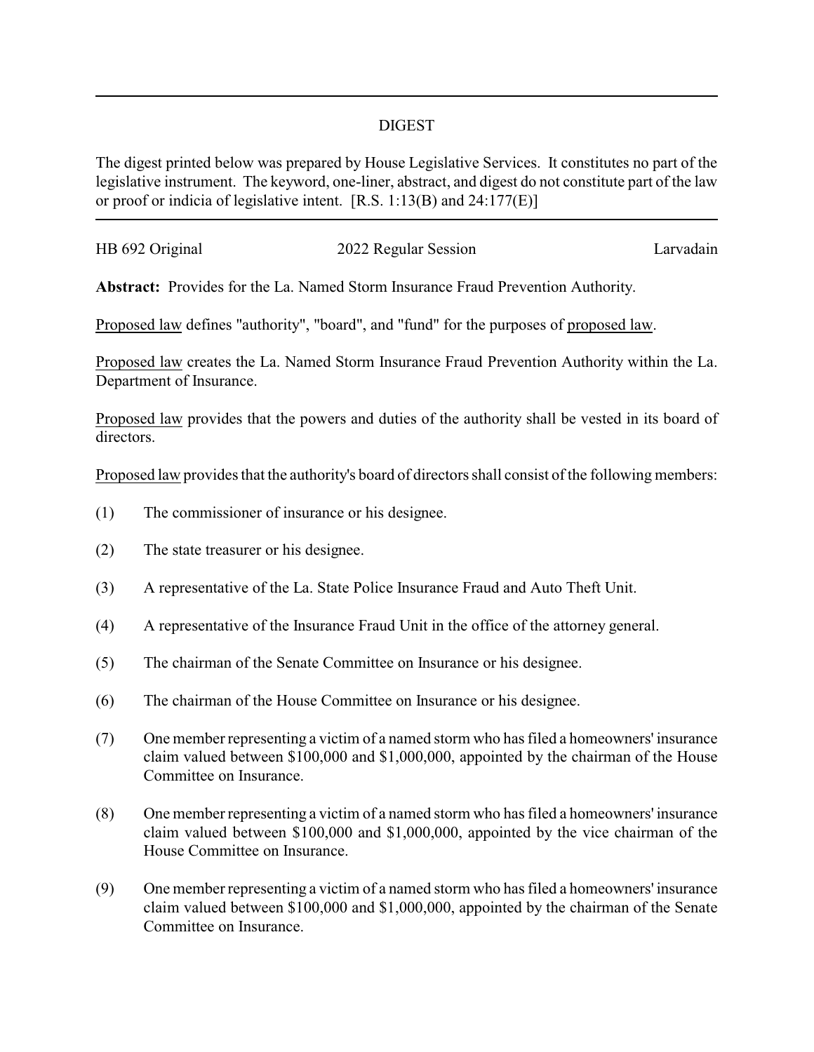## DIGEST

The digest printed below was prepared by House Legislative Services. It constitutes no part of the legislative instrument. The keyword, one-liner, abstract, and digest do not constitute part of the law or proof or indicia of legislative intent. [R.S. 1:13(B) and 24:177(E)]

---

HB 692 Original | 2022 Regular Session | Larvadain

**Abstract:** Provides for the La. Named Storm Insurance Fraud Prevention Authority.

Proposed law defines "authority", "board", and "fund" for the purposes of proposed law.

Proposed law creates the La. Named Storm Insurance Fraud Prevention Authority within the La. Department of Insurance.

Proposed law provides that the powers and duties of the authority shall be vested in its board of directors.

Proposed law provides that the authority's board of directors shall consist of the following members:

(1) The commissioner of insurance or his designee.

(2) The state treasurer or his designee.

(3) A representative of the La. State Police Insurance Fraud and Auto Theft Unit.

(4) A representative of the Insurance Fraud Unit in the office of the attorney general.

(5) The chairman of the Senate Committee on Insurance or his designee.

(6) The chairman of the House Committee on Insurance or his designee.

(7) One member representing a victim of a named storm who has filed a homeowners' insurance claim valued between $100,000 and $1,000,000, appointed by the chairman of the House Committee on Insurance.

(8) One member representing a victim of a named storm who has filed a homeowners' insurance claim valued between $100,000 and $1,000,000, appointed by the vice chairman of the House Committee on Insurance.

(9) One member representing a victim of a named storm who has filed a homeowners' insurance claim valued between $100,000 and $1,000,000, appointed by the chairman of the Senate Committee on Insurance.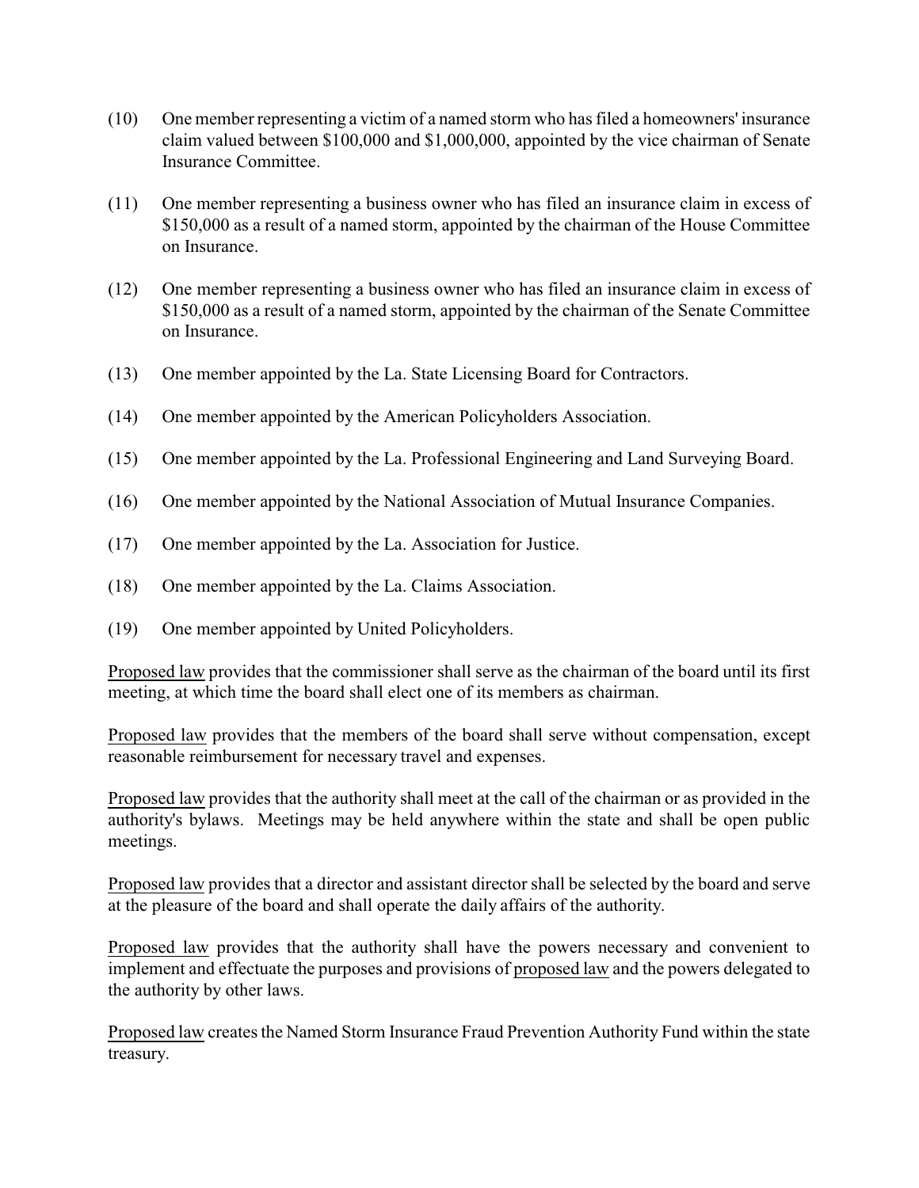(10) One member representing a victim of a named storm who has filed a homeowners' insurance claim valued between $100,000 and $1,000,000, appointed by the vice chairman of Senate Insurance Committee.

(11) One member representing a business owner who has filed an insurance claim in excess of $150,000 as a result of a named storm, appointed by the chairman of the House Committee on Insurance.

(12) One member representing a business owner who has filed an insurance claim in excess of $150,000 as a result of a named storm, appointed by the chairman of the Senate Committee on Insurance.

(13) One member appointed by the La. State Licensing Board for Contractors.

(14) One member appointed by the American Policyholders Association.

(15) One member appointed by the La. Professional Engineering and Land Surveying Board.

(16) One member appointed by the National Association of Mutual Insurance Companies.

(17) One member appointed by the La. Association for Justice.

(18) One member appointed by the La. Claims Association.

(19) One member appointed by United Policyholders.

Proposed law provides that the commissioner shall serve as the chairman of the board until its first meeting, at which time the board shall elect one of its members as chairman.

Proposed law provides that the members of the board shall serve without compensation, except reasonable reimbursement for necessary travel and expenses.

Proposed law provides that the authority shall meet at the call of the chairman or as provided in the authority's bylaws. Meetings may be held anywhere within the state and shall be open public meetings.

Proposed law provides that a director and assistant director shall be selected by the board and serve at the pleasure of the board and shall operate the daily affairs of the authority.

Proposed law provides that the authority shall have the powers necessary and convenient to implement and effectuate the purposes and provisions of proposed law and the powers delegated to the authority by other laws.

Proposed law creates the Named Storm Insurance Fraud Prevention Authority Fund within the state treasury.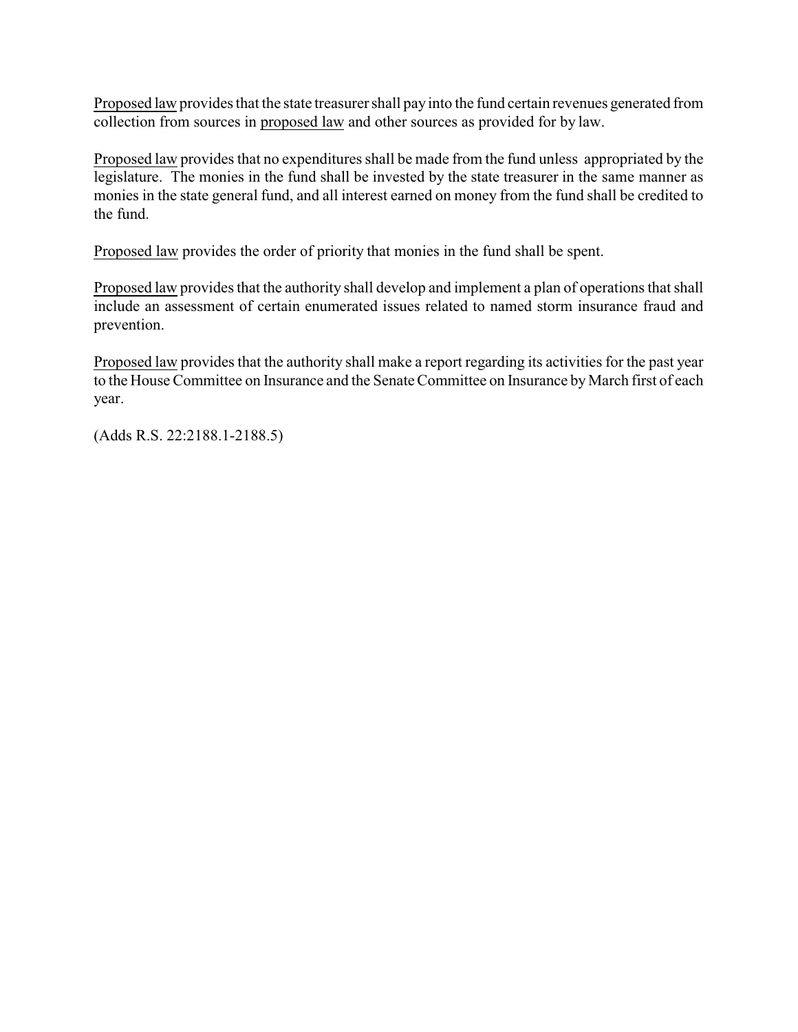Proposed law provides that the state treasurer shall pay into the fund certain revenues generated from collection from sources in proposed law and other sources as provided for by law.

Proposed law provides that no expenditures shall be made from the fund unless appropriated by the legislature. The monies in the fund shall be invested by the state treasurer in the same manner as monies in the state general fund, and all interest earned on money from the fund shall be credited to the fund.

Proposed law provides the order of priority that monies in the fund shall be spent.

Proposed law provides that the authority shall develop and implement a plan of operations that shall include an assessment of certain enumerated issues related to named storm insurance fraud and prevention.

Proposed law provides that the authority shall make a report regarding its activities for the past year to the House Committee on Insurance and the Senate Committee on Insurance by March first of each year.

(Adds R.S. 22:2188.1-2188.5)